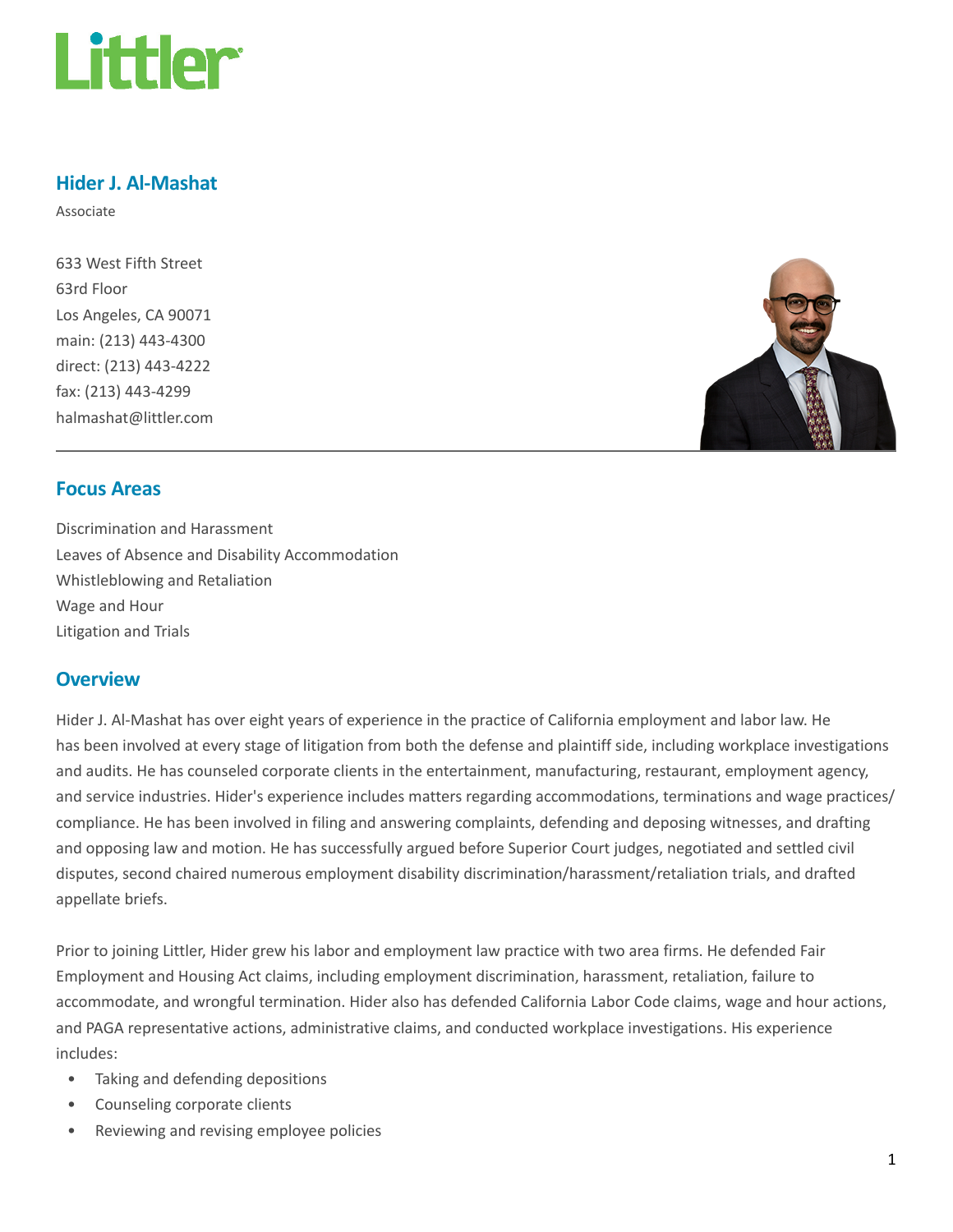Littler

# Hider J. Al-Mashat

Associate

633 West Fifth Street
63rd Floor
Los Angeles, CA 90071
main: (213) 443-4300
direct: (213) 443-4222
fax: (213) 443-4299
halmashat@littler.com

## Focus Areas

Discrimination and Harassment
Leaves of Absence and Disability Accommodation
Whistleblowing and Retaliation
Wage and Hour
Litigation and Trials

## Overview

Hider J. Al-Mashat has over eight years of experience in the practice of California employment and labor law. He has been involved at every stage of litigation from both the defense and plaintiff side, including workplace investigations and audits. He has counseled corporate clients in the entertainment, manufacturing, restaurant, employment agency, and service industries. Hider's experience includes matters regarding accommodations, terminations and wage practices/ compliance. He has been involved in filing and answering complaints, defending and deposing witnesses, and drafting and opposing law and motion. He has successfully argued before Superior Court judges, negotiated and settled civil disputes, second chaired numerous employment disability discrimination/harassment/retaliation trials, and drafted appellate briefs.

Prior to joining Littler, Hider grew his labor and employment law practice with two area firms. He defended Fair Employment and Housing Act claims, including employment discrimination, harassment, retaliation, failure to accommodate, and wrongful termination. Hider also has defended California Labor Code claims, wage and hour actions, and PAGA representative actions, administrative claims, and conducted workplace investigations. His experience includes:

- Taking and defending depositions
- Counseling corporate clients
- Reviewing and revising employee policies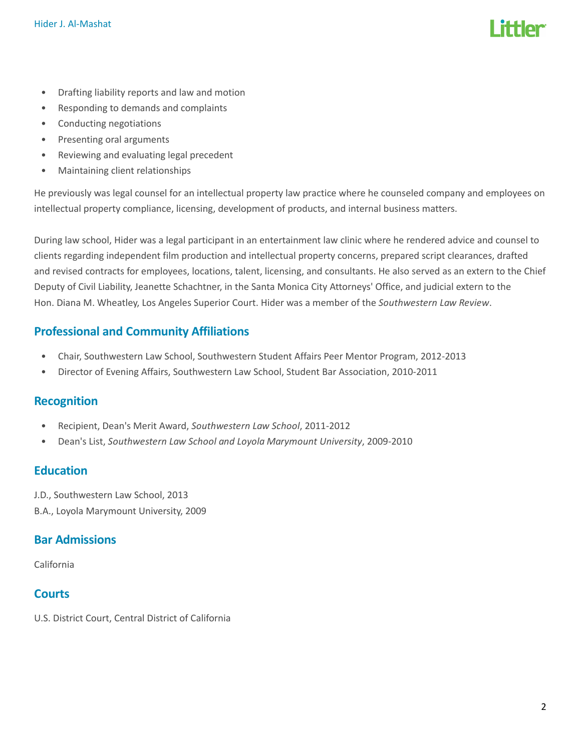- Drafting liability reports and law and motion
- Responding to demands and complaints
- Conducting negotiations
- Presenting oral arguments
- Reviewing and evaluating legal precedent
- Maintaining client relationships

He previously was legal counsel for an intellectual property law practice where he counseled company and employees on intellectual property compliance, licensing, development of products, and internal business matters.

During law school, Hider was a legal participant in an entertainment law clinic where he rendered advice and counsel to clients regarding independent film production and intellectual property concerns, prepared script clearances, drafted and revised contracts for employees, locations, talent, licensing, and consultants. He also served as an extern to the Chief Deputy of Civil Liability, Jeanette Schachtner, in the Santa Monica City Attorneys' Office, and judicial extern to the Hon. Diana M. Wheatley, Los Angeles Superior Court. Hider was a member of the *Southwestern Law Review*.

## Professional and Community Affiliations

- Chair, Southwestern Law School, Southwestern Student Affairs Peer Mentor Program, 2012-2013
- Director of Evening Affairs, Southwestern Law School, Student Bar Association, 2010-2011

## Recognition

- Recipient, Dean's Merit Award, *Southwestern Law School*, 2011-2012
- Dean's List, *Southwestern Law School and Loyola Marymount University*, 2009-2010

## Education

J.D., Southwestern Law School, 2013

B.A., Loyola Marymount University, 2009

## Bar Admissions

California

## Courts

U.S. District Court, Central District of California